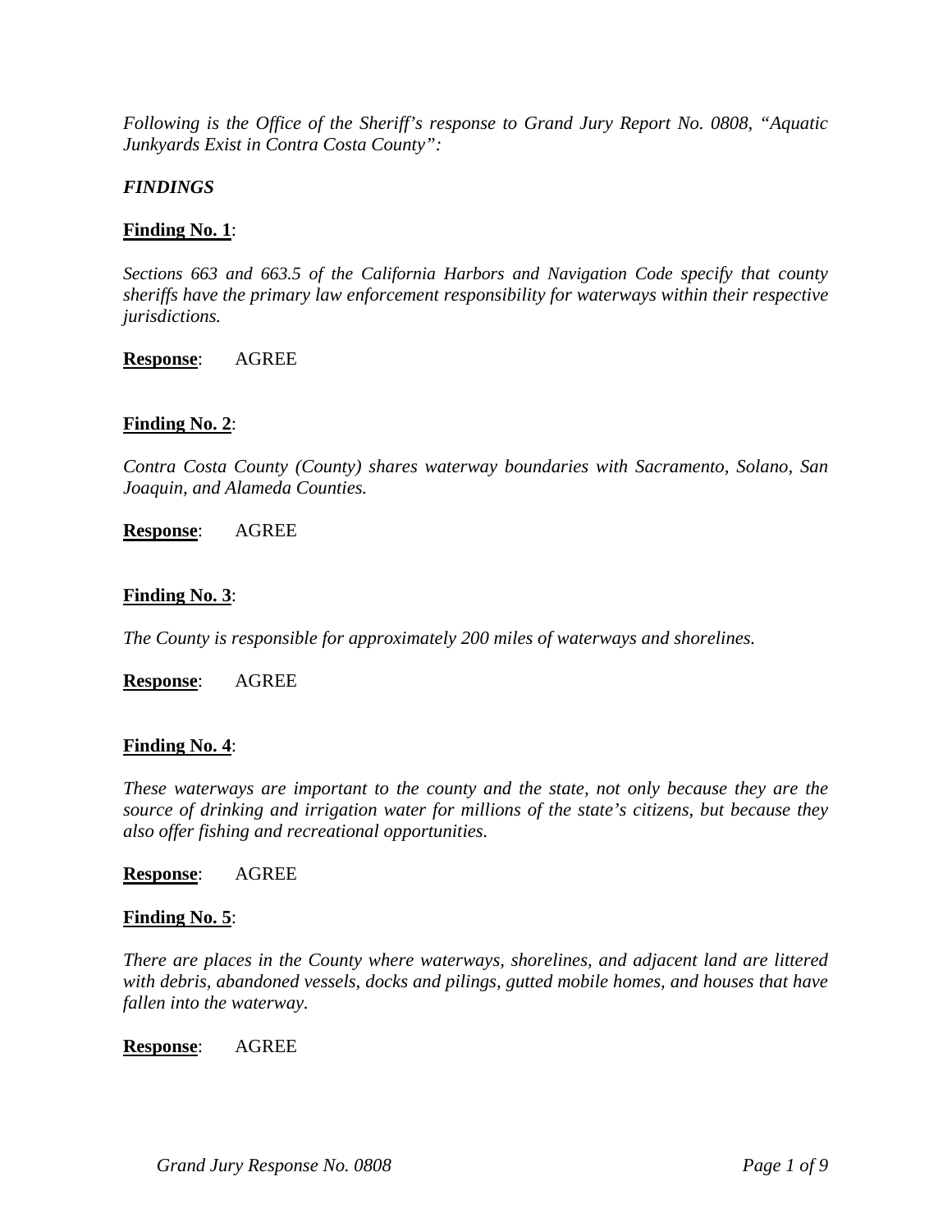*Following is the Office of the Sheriff's response to Grand Jury Report No. 0808, "Aquatic Junkyards Exist in Contra Costa County":*

## *FINDINGS*

**Finding No. 1**:

*Sections 663 and 663.5 of the California Harbors and Navigation Code specify that county sheriffs have the primary law enforcement responsibility for waterways within their respective jurisdictions.*

**Response**: AGREE

**Finding No. 2**:

*Contra Costa County (County) shares waterway boundaries with Sacramento, Solano, San Joaquin, and Alameda Counties.*

**Response**: AGREE

**Finding No. 3**:

*The County is responsible for approximately 200 miles of waterways and shorelines.*

**Response**: AGREE

**Finding No. 4**:

*These waterways are important to the county and the state, not only because they are the source of drinking and irrigation water for millions of the state's citizens, but because they also offer fishing and recreational opportunities.*

**Response**: AGREE

**Finding No. 5**:

*There are places in the County where waterways, shorelines, and adjacent land are littered with debris, abandoned vessels, docks and pilings, gutted mobile homes, and houses that have fallen into the waterway.*

**Response**: AGREE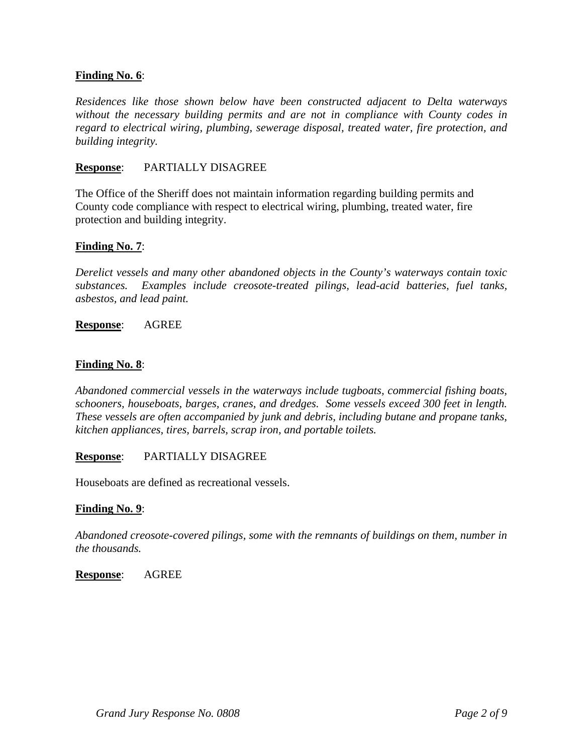**Finding No. 6**:

*Residences like those shown below have been constructed adjacent to Delta waterways without the necessary building permits and are not in compliance with County codes in regard to electrical wiring, plumbing, sewerage disposal, treated water, fire protection, and building integrity.*

**Response**: PARTIALLY DISAGREE

The Office of the Sheriff does not maintain information regarding building permits and County code compliance with respect to electrical wiring, plumbing, treated water, fire protection and building integrity.

**Finding No. 7**:

*Derelict vessels and many other abandoned objects in the County's waterways contain toxic substances. Examples include creosote-treated pilings, lead-acid batteries, fuel tanks, asbestos, and lead paint.*

**Response**: AGREE

**Finding No. 8**:

*Abandoned commercial vessels in the waterways include tugboats, commercial fishing boats, schooners, houseboats, barges, cranes, and dredges. Some vessels exceed 300 feet in length. These vessels are often accompanied by junk and debris, including butane and propane tanks, kitchen appliances, tires, barrels, scrap iron, and portable toilets.*

**Response**: PARTIALLY DISAGREE

Houseboats are defined as recreational vessels.

**Finding No. 9**:

*Abandoned creosote-covered pilings, some with the remnants of buildings on them, number in the thousands.*

**Response**: AGREE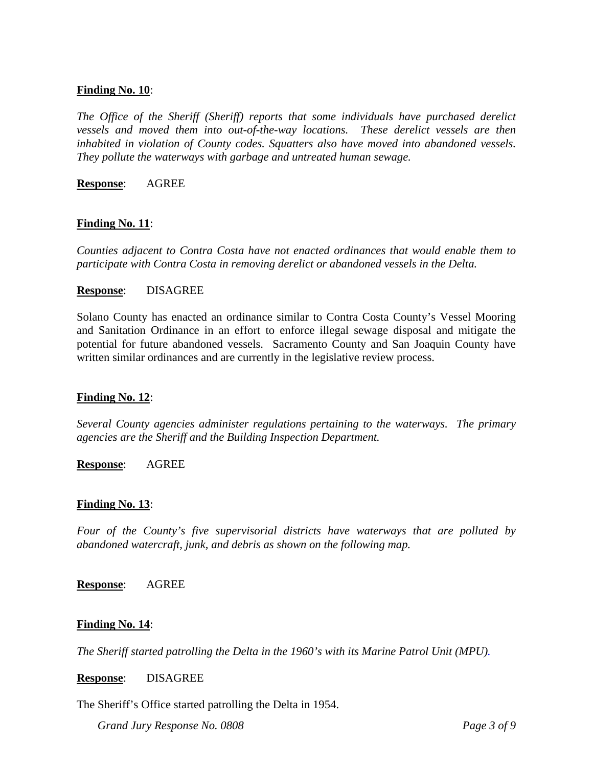**Finding No. 10**:

*The Office of the Sheriff (Sheriff) reports that some individuals have purchased derelict vessels and moved them into out-of-the-way locations. These derelict vessels are then inhabited in violation of County codes. Squatters also have moved into abandoned vessels. They pollute the waterways with garbage and untreated human sewage.*

**Response**: AGREE

**Finding No. 11**:

*Counties adjacent to Contra Costa have not enacted ordinances that would enable them to participate with Contra Costa in removing derelict or abandoned vessels in the Delta.*

**Response**: DISAGREE

Solano County has enacted an ordinance similar to Contra Costa County's Vessel Mooring and Sanitation Ordinance in an effort to enforce illegal sewage disposal and mitigate the potential for future abandoned vessels. Sacramento County and San Joaquin County have written similar ordinances and are currently in the legislative review process.

**Finding No. 12**:

*Several County agencies administer regulations pertaining to the waterways. The primary agencies are the Sheriff and the Building Inspection Department.*

**Response**: AGREE

**Finding No. 13**:

*Four of the County's five supervisorial districts have waterways that are polluted by abandoned watercraft, junk, and debris as shown on the following map.*

**Response**: AGREE

**Finding No. 14**:

*The Sheriff started patrolling the Delta in the 1960's with its Marine Patrol Unit (MPU).*

**Response**: DISAGREE

The Sheriff's Office started patrolling the Delta in 1954.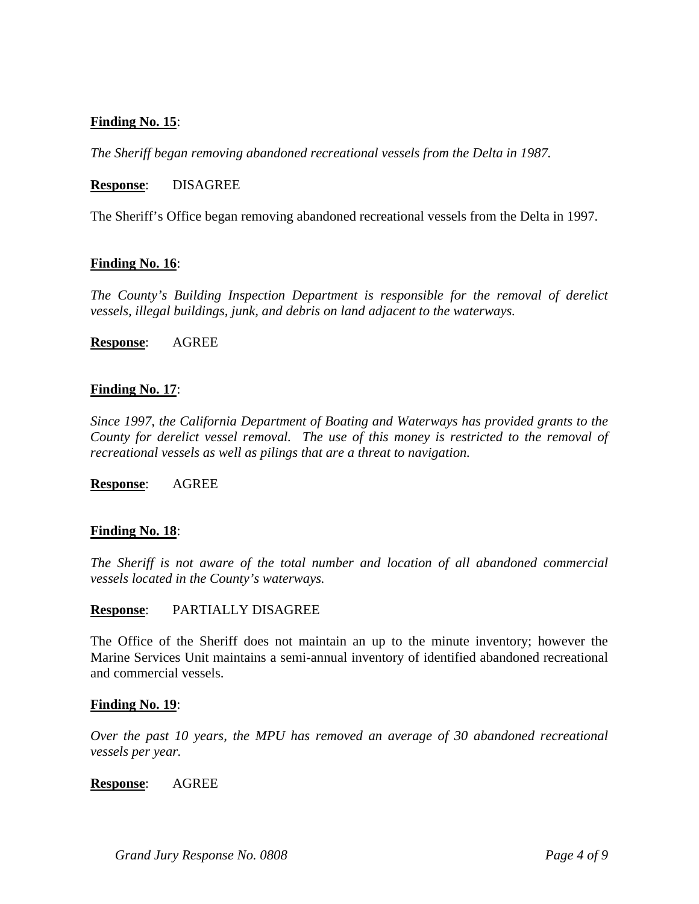**<u>Finding No. 15</u>**:

*The Sheriff began removing abandoned recreational vessels from the Delta in 1987.*

**<u>Response</u>**: DISAGREE

The Sheriff's Office began removing abandoned recreational vessels from the Delta in 1997.

**<u>Finding No. 16</u>**:

*The County's Building Inspection Department is responsible for the removal of derelict vessels, illegal buildings, junk, and debris on land adjacent to the waterways.*

**<u>Response</u>**: AGREE

**<u>Finding No. 17</u>**:

*Since 1997, the California Department of Boating and Waterways has provided grants to the County for derelict vessel removal. The use of this money is restricted to the removal of recreational vessels as well as pilings that are a threat to navigation.*

**<u>Response</u>**: AGREE

**<u>Finding No. 18</u>**:

*The Sheriff is not aware of the total number and location of all abandoned commercial vessels located in the County's waterways.*

**<u>Response</u>**: PARTIALLY DISAGREE

The Office of the Sheriff does not maintain an up to the minute inventory; however the Marine Services Unit maintains a semi-annual inventory of identified abandoned recreational and commercial vessels.

**<u>Finding No. 19</u>**:

*Over the past 10 years, the MPU has removed an average of 30 abandoned recreational vessels per year.*

**<u>Response</u>**: AGREE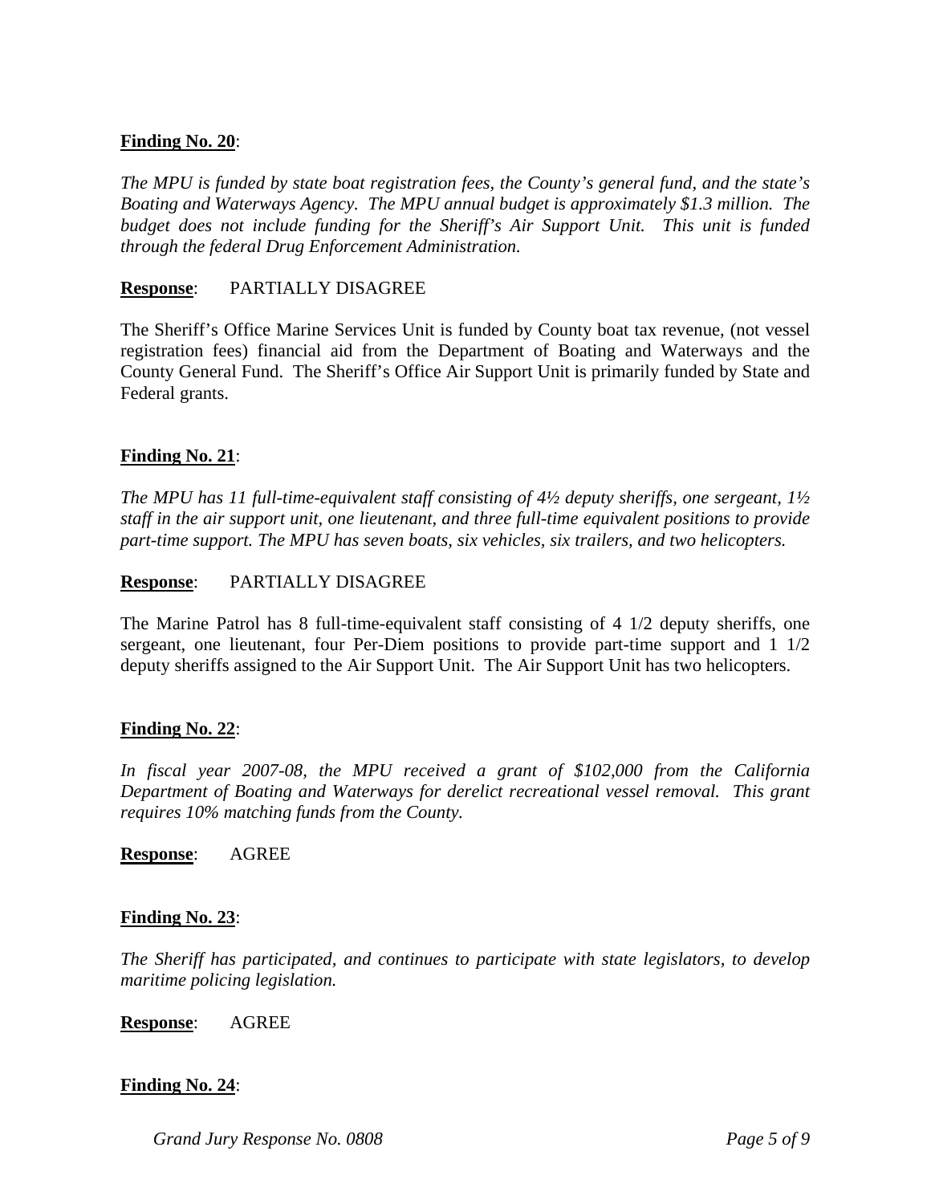**<u>Finding No. 20</u>**:

*The MPU is funded by state boat registration fees, the County's general fund, and the state's Boating and Waterways Agency. The MPU annual budget is approximately $1.3 million. The budget does not include funding for the Sheriff's Air Support Unit. This unit is funded through the federal Drug Enforcement Administration.*

**<u>Response</u>**: PARTIALLY DISAGREE

The Sheriff's Office Marine Services Unit is funded by County boat tax revenue, (not vessel registration fees) financial aid from the Department of Boating and Waterways and the County General Fund. The Sheriff's Office Air Support Unit is primarily funded by State and Federal grants.

**<u>Finding No. 21</u>**:

*The MPU has 11 full-time-equivalent staff consisting of 4½ deputy sheriffs, one sergeant, 1½ staff in the air support unit, one lieutenant, and three full-time equivalent positions to provide part-time support. The MPU has seven boats, six vehicles, six trailers, and two helicopters.*

**<u>Response</u>**: PARTIALLY DISAGREE

The Marine Patrol has 8 full-time-equivalent staff consisting of 4 1/2 deputy sheriffs, one sergeant, one lieutenant, four Per-Diem positions to provide part-time support and 1 1/2 deputy sheriffs assigned to the Air Support Unit. The Air Support Unit has two helicopters.

**<u>Finding No. 22</u>**:

*In fiscal year 2007-08, the MPU received a grant of $102,000 from the California Department of Boating and Waterways for derelict recreational vessel removal. This grant requires 10% matching funds from the County.*

**<u>Response</u>**: AGREE

**<u>Finding No. 23</u>**:

*The Sheriff has participated, and continues to participate with state legislators, to develop maritime policing legislation.*

**<u>Response</u>**: AGREE

**<u>Finding No. 24</u>**: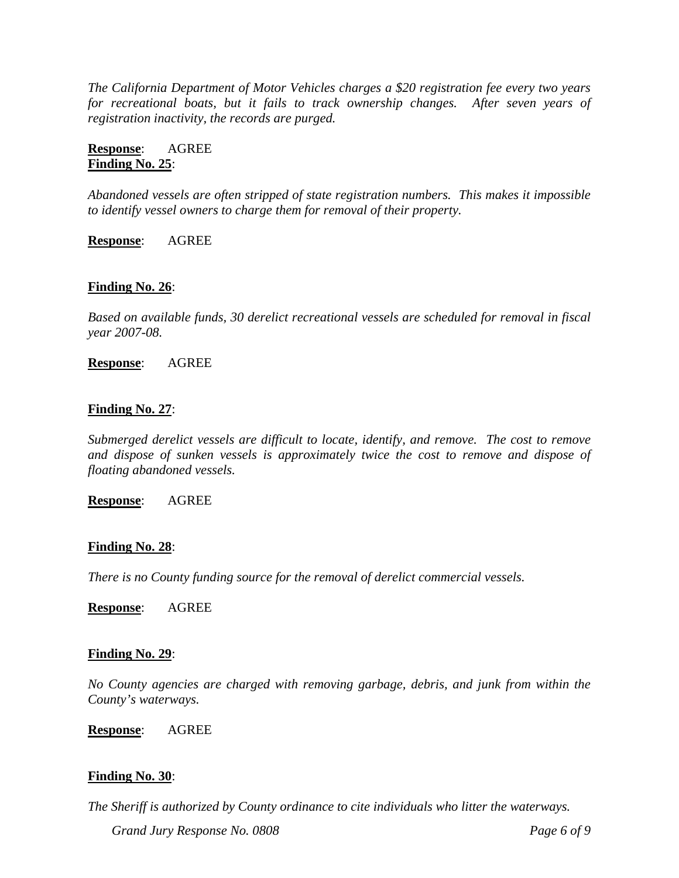*The California Department of Motor Vehicles charges a $20 registration fee every two years for recreational boats, but it fails to track ownership changes. After seven years of registration inactivity, the records are purged.*

**Response**: AGREE

**Finding No. 25**:

*Abandoned vessels are often stripped of state registration numbers. This makes it impossible to identify vessel owners to charge them for removal of their property.*

**Response**: AGREE

**Finding No. 26**:

*Based on available funds, 30 derelict recreational vessels are scheduled for removal in fiscal year 2007-08.*

**Response**: AGREE

**Finding No. 27**:

*Submerged derelict vessels are difficult to locate, identify, and remove. The cost to remove and dispose of sunken vessels is approximately twice the cost to remove and dispose of floating abandoned vessels.*

**Response**: AGREE

**Finding No. 28**:

*There is no County funding source for the removal of derelict commercial vessels.*

**Response**: AGREE

**Finding No. 29**:

*No County agencies are charged with removing garbage, debris, and junk from within the County's waterways.*

**Response**: AGREE

**Finding No. 30**:

*The Sheriff is authorized by County ordinance to cite individuals who litter the waterways.*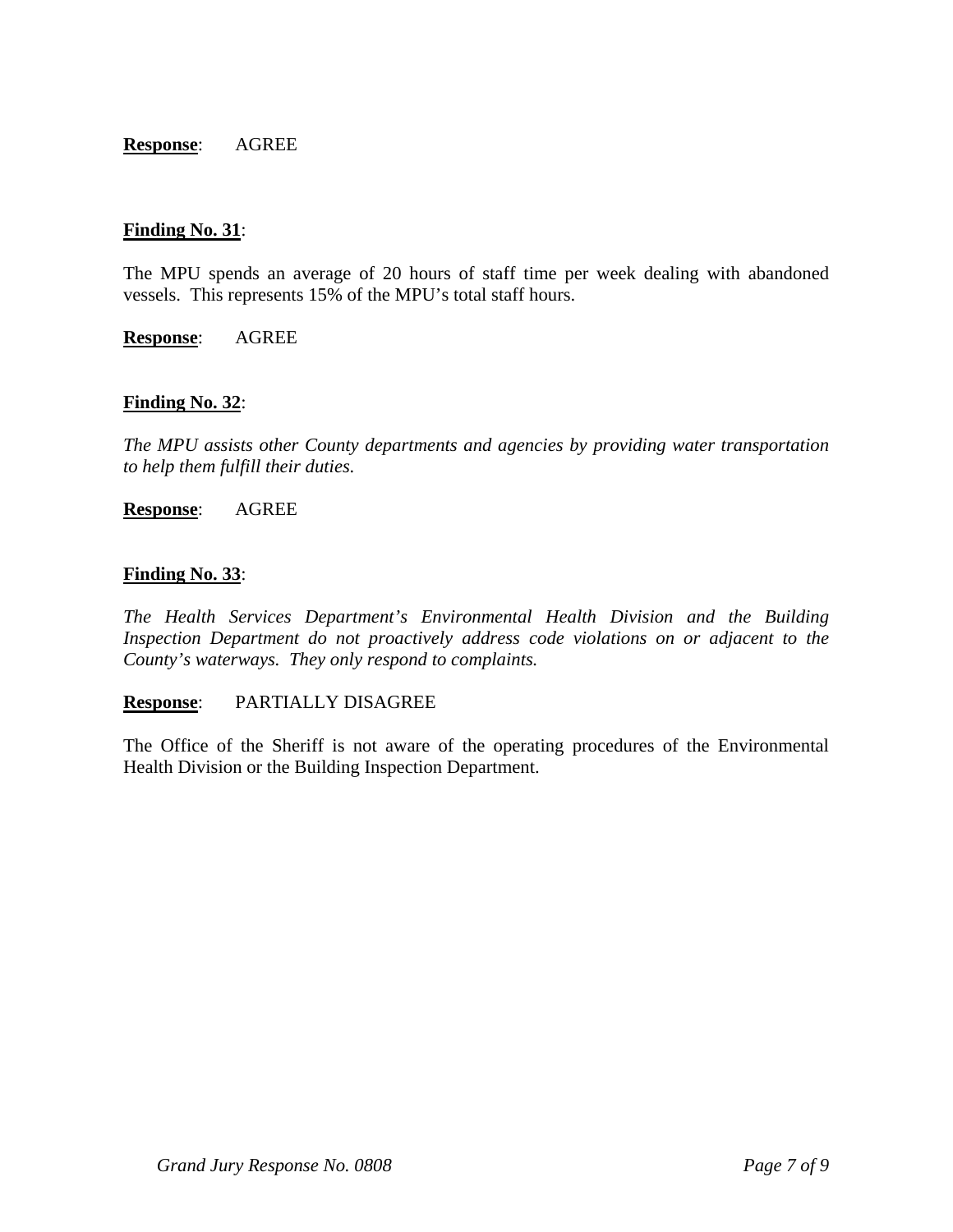**Response**: AGREE

**Finding No. 31**:

The MPU spends an average of 20 hours of staff time per week dealing with abandoned vessels. This represents 15% of the MPU's total staff hours.

**Response**: AGREE

**Finding No. 32**:

*The MPU assists other County departments and agencies by providing water transportation to help them fulfill their duties.*

**Response**: AGREE

**Finding No. 33**:

*The Health Services Department's Environmental Health Division and the Building Inspection Department do not proactively address code violations on or adjacent to the County's waterways. They only respond to complaints.*

**Response**: PARTIALLY DISAGREE

The Office of the Sheriff is not aware of the operating procedures of the Environmental Health Division or the Building Inspection Department.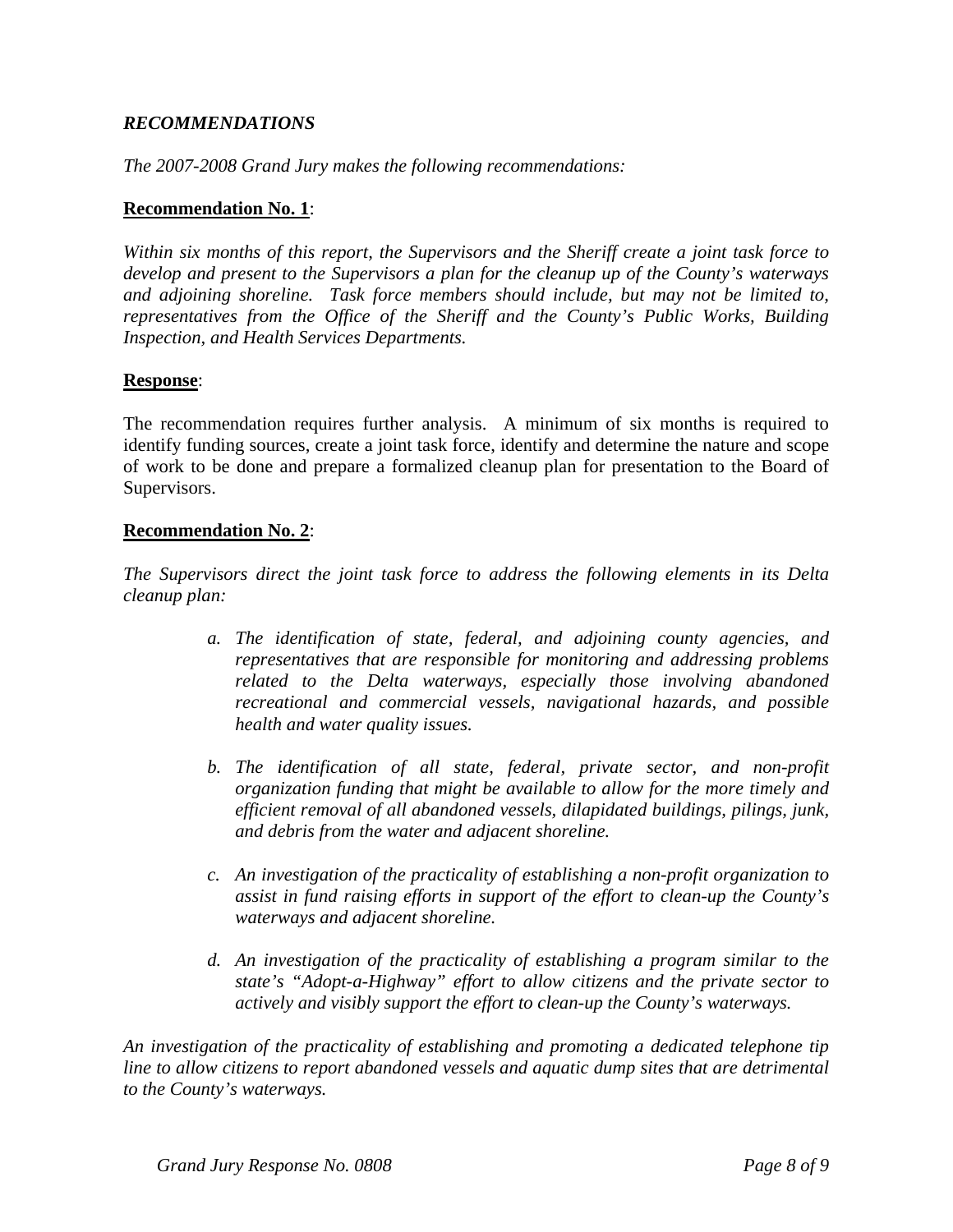## ***RECOMMENDATIONS***

*The 2007-2008 Grand Jury makes the following recommendations:*

**Recommendation No. 1**:

*Within six months of this report, the Supervisors and the Sheriff create a joint task force to develop and present to the Supervisors a plan for the cleanup up of the County's waterways and adjoining shoreline. Task force members should include, but may not be limited to, representatives from the Office of the Sheriff and the County's Public Works, Building Inspection, and Health Services Departments.*

**Response**:

The recommendation requires further analysis. A minimum of six months is required to identify funding sources, create a joint task force, identify and determine the nature and scope of work to be done and prepare a formalized cleanup plan for presentation to the Board of Supervisors.

**Recommendation No. 2**:

*The Supervisors direct the joint task force to address the following elements in its Delta cleanup plan:*

*a. The identification of state, federal, and adjoining county agencies, and representatives that are responsible for monitoring and addressing problems related to the Delta waterways, especially those involving abandoned recreational and commercial vessels, navigational hazards, and possible health and water quality issues.*

*b. The identification of all state, federal, private sector, and non-profit organization funding that might be available to allow for the more timely and efficient removal of all abandoned vessels, dilapidated buildings, pilings, junk, and debris from the water and adjacent shoreline.*

*c. An investigation of the practicality of establishing a non-profit organization to assist in fund raising efforts in support of the effort to clean-up the County's waterways and adjacent shoreline.*

*d. An investigation of the practicality of establishing a program similar to the state's "Adopt-a-Highway" effort to allow citizens and the private sector to actively and visibly support the effort to clean-up the County's waterways.*

*An investigation of the practicality of establishing and promoting a dedicated telephone tip line to allow citizens to report abandoned vessels and aquatic dump sites that are detrimental to the County's waterways.*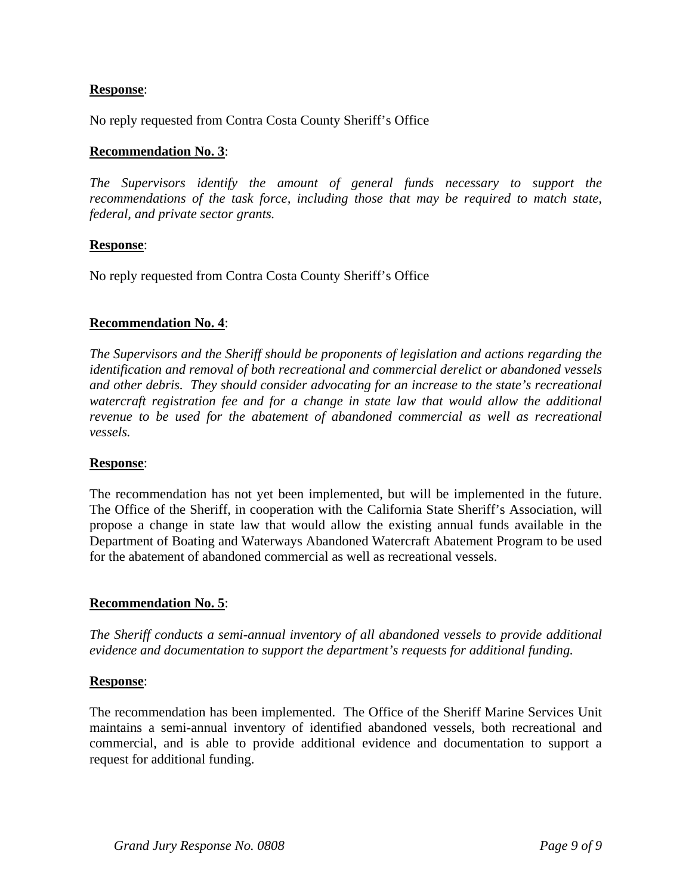**Response**:

No reply requested from Contra Costa County Sheriff's Office

**Recommendation No. 3**:

*The Supervisors identify the amount of general funds necessary to support the recommendations of the task force, including those that may be required to match state, federal, and private sector grants.*

**Response**:

No reply requested from Contra Costa County Sheriff's Office

**Recommendation No. 4**:

*The Supervisors and the Sheriff should be proponents of legislation and actions regarding the identification and removal of both recreational and commercial derelict or abandoned vessels and other debris. They should consider advocating for an increase to the state's recreational watercraft registration fee and for a change in state law that would allow the additional revenue to be used for the abatement of abandoned commercial as well as recreational vessels.*

**Response**:

The recommendation has not yet been implemented, but will be implemented in the future. The Office of the Sheriff, in cooperation with the California State Sheriff's Association, will propose a change in state law that would allow the existing annual funds available in the Department of Boating and Waterways Abandoned Watercraft Abatement Program to be used for the abatement of abandoned commercial as well as recreational vessels.

**Recommendation No. 5**:

*The Sheriff conducts a semi-annual inventory of all abandoned vessels to provide additional evidence and documentation to support the department's requests for additional funding.*

**Response**:

The recommendation has been implemented. The Office of the Sheriff Marine Services Unit maintains a semi-annual inventory of identified abandoned vessels, both recreational and commercial, and is able to provide additional evidence and documentation to support a request for additional funding.